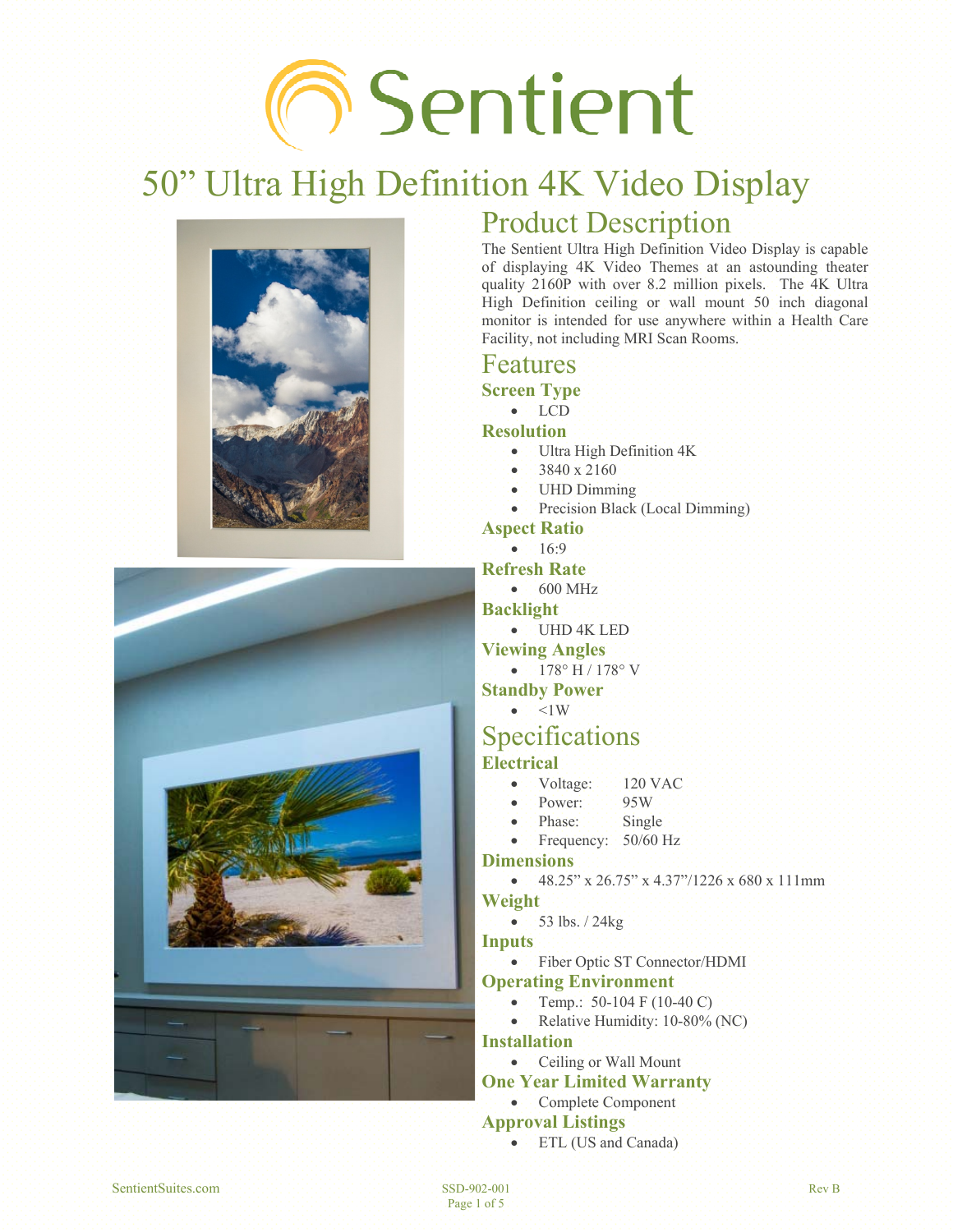# Sentient

# 50" Ultra High Definition 4K Video Display

## Product Description

The Sentient Ultra High Definition Video Display is capable of displaying 4K Video Themes at an astounding theater quality 2160P with over 8.2 million pixels. The 4K Ultra High Definition ceiling or wall mount 50 inch diagonal monitor is intended for use anywhere within a Health Care Facility, not including MRI Scan Rooms.

## Features

### Screen Type

- LCD

### Resolution

- Ultra High Definition 4K
- 3840 x 2160
- UHD Dimming
- Precision Black (Local Dimming)

### Aspect Ratio

- 16:9

### Refresh Rate

- 600 MHz

### Backlight

- UHD 4K LED

### Viewing Angles

- 178° H / 178° V

### Standby Power

- <1W

## Specifications

### Electrical

- Voltage: 120 VAC
- Power: 95W
- Phase: Single
- Frequency: 50/60 Hz

### Dimensions

- 48.25" x 26.75" x 4.37"/1226 x 680 x 111mm

### Weight

- 53 lbs. / 24kg

### Inputs

- Fiber Optic ST Connector/HDMI

### Operating Environment

- Temp.: 50-104 F (10-40 C)
- Relative Humidity: 10-80% (NC)

### Installation

- Ceiling or Wall Mount

### One Year Limited Warranty

- Complete Component

### Approval Listings

- ETL (US and Canada)

SentientSuites.com SSD-902-001 Rev B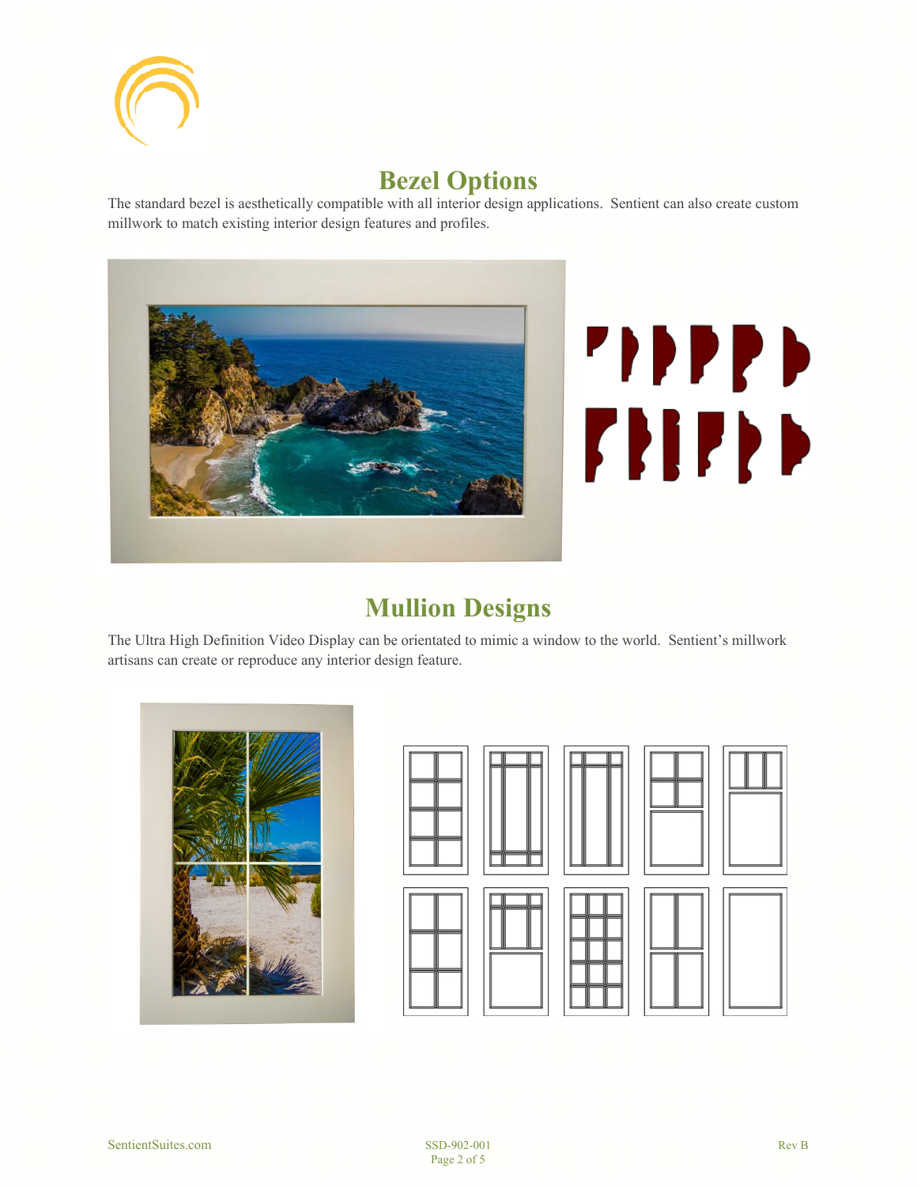# Bezel Options

The standard bezel is aesthetically compatible with all interior design applications. Sentient can also create custom millwork to match existing interior design features and profiles.

# Mullion Designs

The Ultra High Definition Video Display can be orientated to mimic a window to the world. Sentient's millwork artisans can create or reproduce any interior design feature.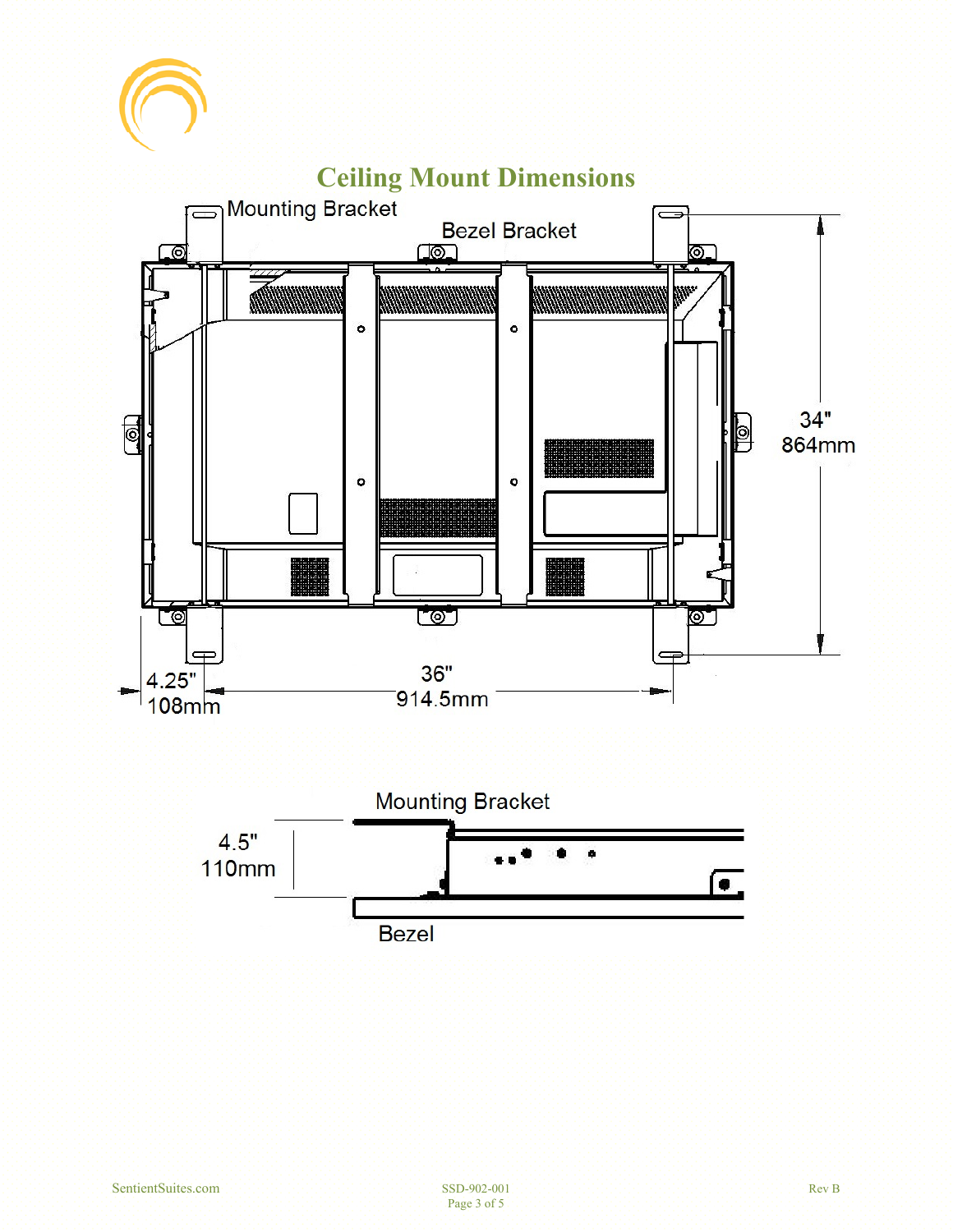# Ceiling Mount Dimensions

Mounting Bracket

Bezel Bracket

34"
864mm

4.25"
108mm

36"
914.5mm

Mounting Bracket

4.5"
110mm

Bezel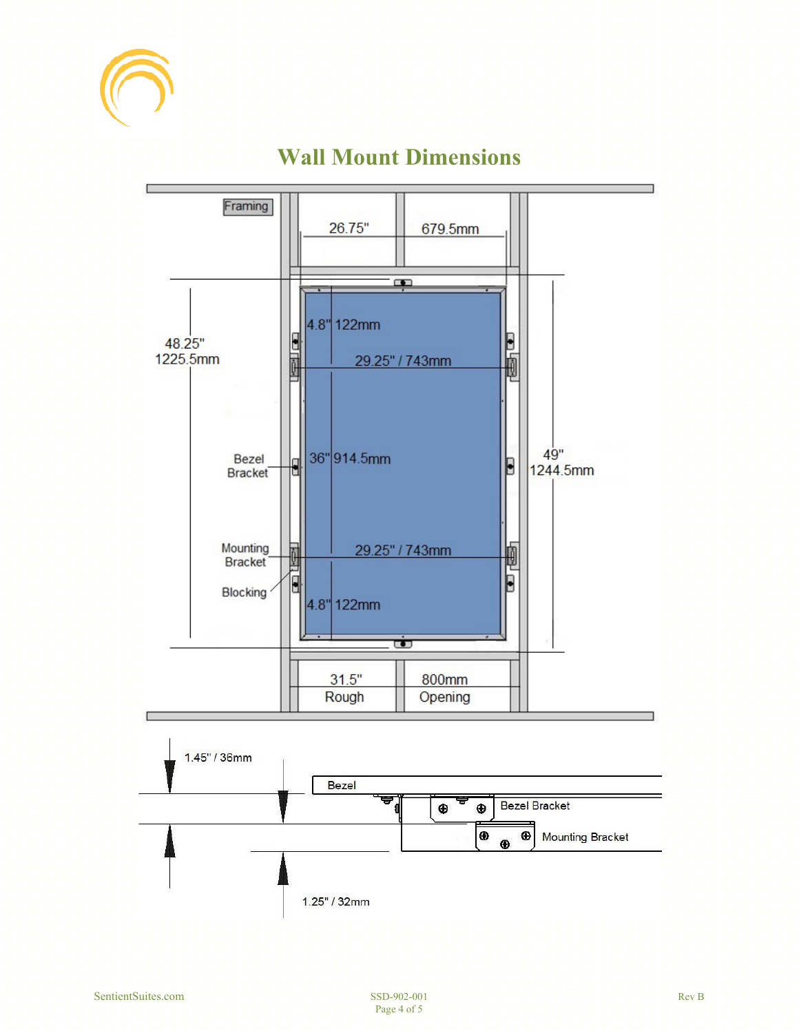## Wall Mount Dimensions

Framing

26.75" 679.5mm

48.25" 1225.5mm

4.8" 122mm

29.25" / 743mm

Bezel Bracket

36" 914.5mm

49" 1244.5mm

Mounting Bracket

29.25" / 743mm

Blocking

4.8" 122mm

31.5" Rough

800mm Opening

1.45" / 36mm

Bezel

Bezel Bracket

Mounting Bracket

1.25" / 32mm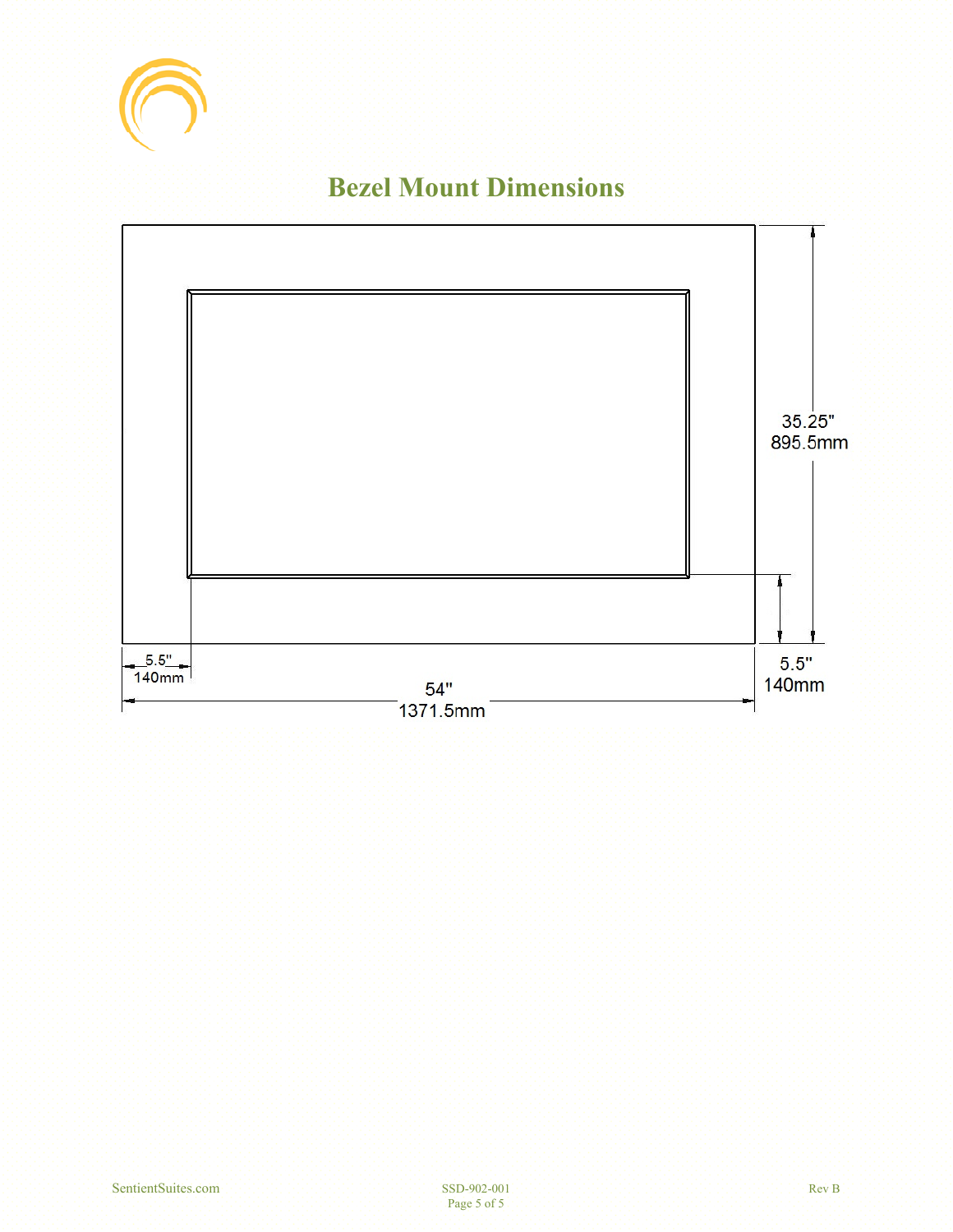# Bezel Mount Dimensions

35.25"
895.5mm

5.5"
140mm

5.5"
140mm

54"
1371.5mm